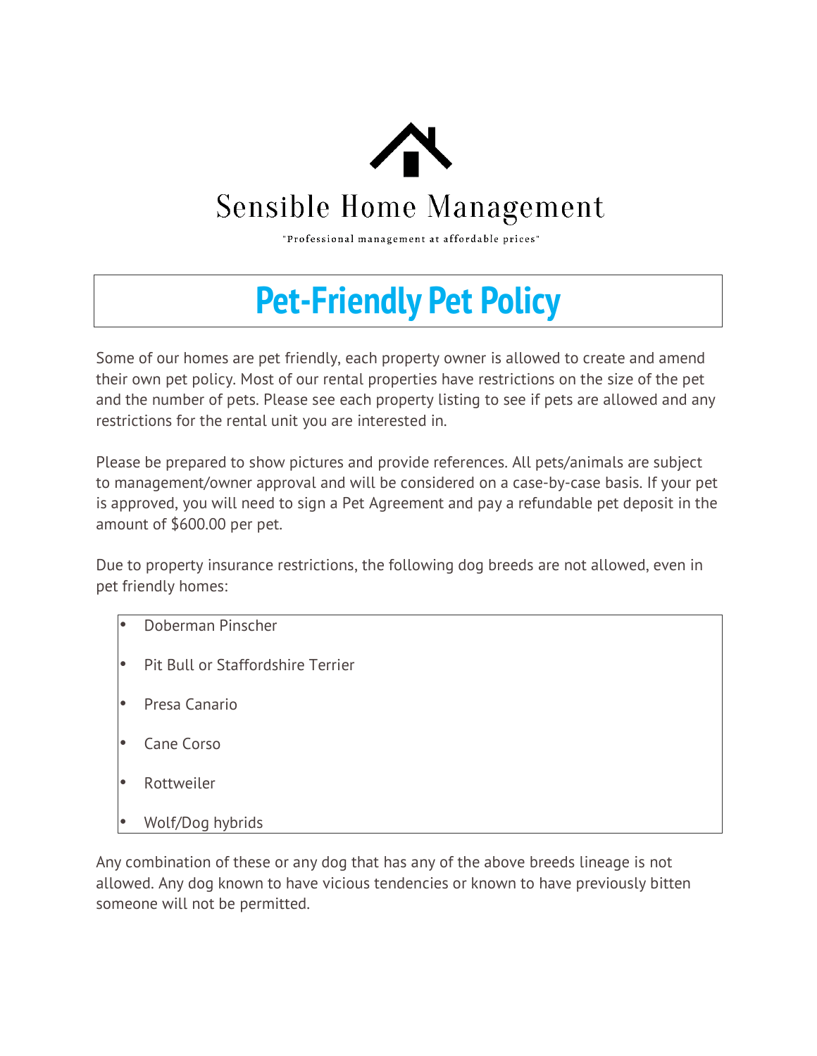Sensible Home Management

"Professional management at affordable prices"

# Pet-Friendly Pet Policy

Some of our homes are pet friendly, each property owner is allowed to create and amend their own pet policy. Most of our rental properties have restrictions on the size of the pet and the number of pets. Please see each property listing to see if pets are allowed and any restrictions for the rental unit you are interested in.

Please be prepared to show pictures and provide references. All pets/animals are subject to management/owner approval and will be considered on a case-by-case basis. If your pet is approved, you will need to sign a Pet Agreement and pay a refundable pet deposit in the amount of $600.00 per pet.

Due to property insurance restrictions, the following dog breeds are not allowed, even in pet friendly homes:

- Doberman Pinscher
- Pit Bull or Staffordshire Terrier
- Presa Canario
- Cane Corso
- Rottweiler
- Wolf/Dog hybrids

Any combination of these or any dog that has any of the above breeds lineage is not allowed. Any dog known to have vicious tendencies or known to have previously bitten someone will not be permitted.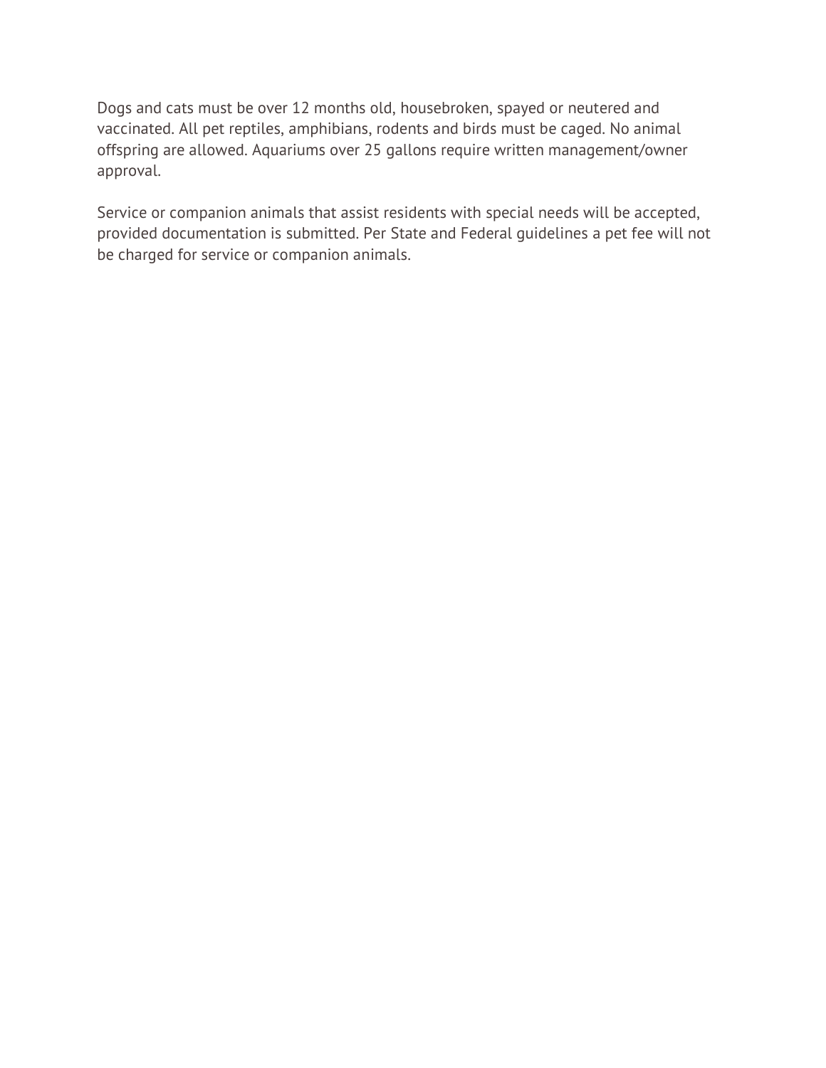Dogs and cats must be over 12 months old, housebroken, spayed or neutered and vaccinated. All pet reptiles, amphibians, rodents and birds must be caged. No animal offspring are allowed. Aquariums over 25 gallons require written management/owner approval.

Service or companion animals that assist residents with special needs will be accepted, provided documentation is submitted. Per State and Federal guidelines a pet fee will not be charged for service or companion animals.